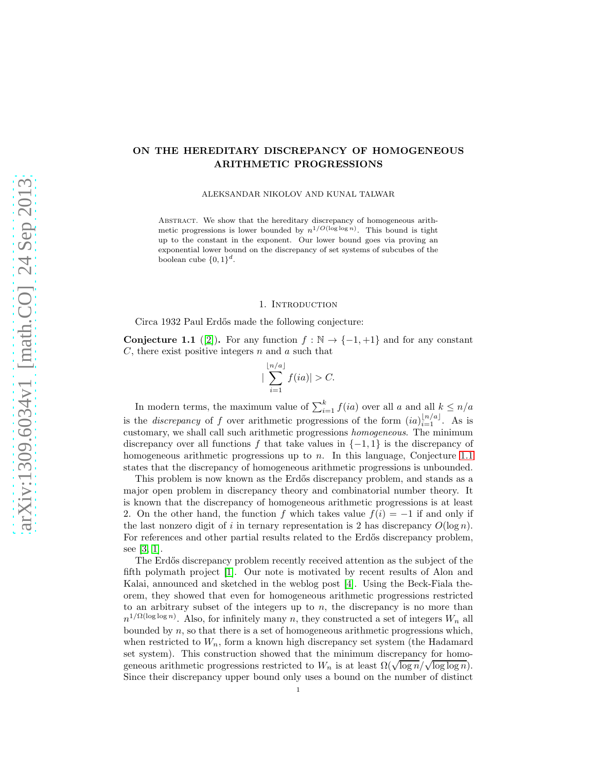# ON THE HEREDITARY DISCREPANCY OF HOMOGENEOUS ARITHMETIC PROGRESSIONS

ALEKSANDAR NIKOLOV AND KUNAL TALWAR

Abstract. We show that the hereditary discrepancy of homogeneous arithmetic progressions is lower bounded by $n^{1/O(\log\log n)}$. This bound is tight up to the constant in the exponent. Our lower bound goes via proving an exponential lower bound on the discrepancy of set systems of subcubes of the boolean cube $\{0,1\}^d$.

## 1. Introduction

Circa 1932 Paul Erdős made the following conjecture:

**Conjecture 1.1** ([2]). For any function $f : \mathbb{N} \to \{-1,+1\}$ and for any constant $C$, there exist positive integers $n$ and $a$ such that

$$|\sum_{i=1}^{\lfloor n/a \rfloor} f(ia)| > C.$$

In modern terms, the maximum value of $\sum_{i=1}^{k} f(ia)$ over all $a$ and all $k \le n/a$ is the *discrepancy* of $f$ over arithmetic progressions of the form $(ia)_{i=1}^{\lfloor n/a \rfloor}$. As is customary, we shall call such arithmetic progressions *homogeneous*. The minimum discrepancy over all functions $f$ that take values in $\{-1,1\}$ is the discrepancy of homogeneous arithmetic progressions up to $n$. In this language, Conjecture 1.1 states that the discrepancy of homogeneous arithmetic progressions is unbounded.

This problem is now known as the Erdős discrepancy problem, and stands as a major open problem in discrepancy theory and combinatorial number theory. It is known that the discrepancy of homogeneous arithmetic progressions is at least 2. On the other hand, the function $f$ which takes value $f(i) = -1$ if and only if the last nonzero digit of $i$ in ternary representation is 2 has discrepancy $O(\log n)$. For references and other partial results related to the Erdős discrepancy problem, see [3, 1].

The Erdős discrepancy problem recently received attention as the subject of the fifth polymath project [1]. Our note is motivated by recent results of Alon and Kalai, announced and sketched in the weblog post [4]. Using the Beck-Fiala theorem, they showed that even for homogeneous arithmetic progressions restricted to an arbitrary subset of the integers up to $n$, the discrepancy is no more than $n^{1/\Omega(\log\log n)}$. Also, for infinitely many $n$, they constructed a set of integers $W_n$ all bounded by $n$, so that there is a set of homogeneous arithmetic progressions which, when restricted to $W_n$, form a known high discrepancy set system (the Hadamard set system). This construction showed that the minimum discrepancy for homogeneous arithmetic progressions restricted to $W_n$ is at least $\Omega(\sqrt{\log n}/\sqrt{\log\log n})$. Since their discrepancy upper bound only uses a bound on the number of distinct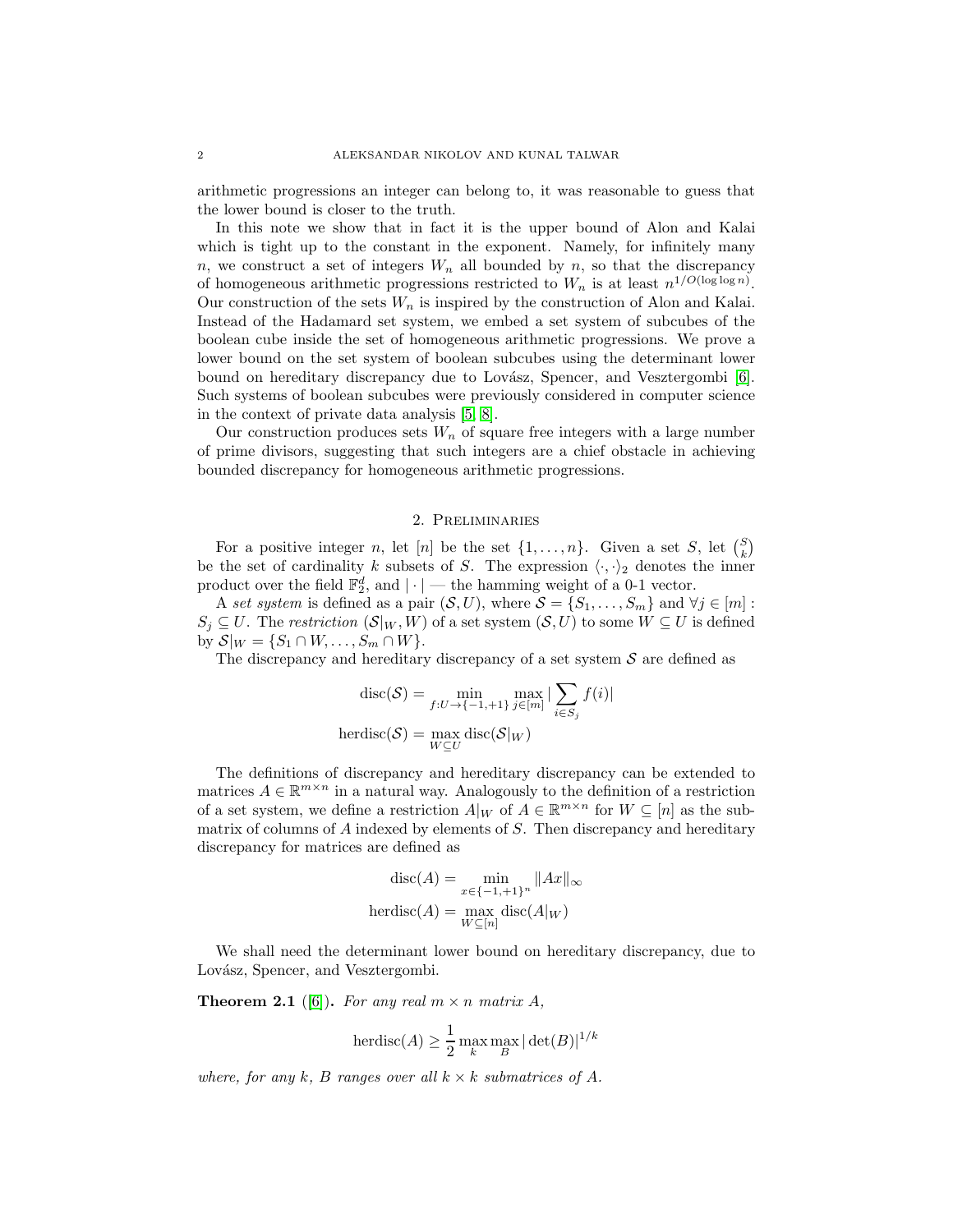arithmetic progressions an integer can belong to, it was reasonable to guess that the lower bound is closer to the truth.

In this note we show that in fact it is the upper bound of Alon and Kalai which is tight up to the constant in the exponent. Namely, for infinitely many $n$, we construct a set of integers $W_n$ all bounded by $n$, so that the discrepancy of homogeneous arithmetic progressions restricted to $W_n$ is at least $n^{1/O(\log \log n)}$. Our construction of the sets $W_n$ is inspired by the construction of Alon and Kalai. Instead of the Hadamard set system, we embed a set system of subcubes of the boolean cube inside the set of homogeneous arithmetic progressions. We prove a lower bound on the set system of boolean subcubes using the determinant lower bound on hereditary discrepancy due to Lovász, Spencer, and Vesztergombi [6]. Such systems of boolean subcubes were previously considered in computer science in the context of private data analysis [5, 8].

Our construction produces sets $W_n$ of square free integers with a large number of prime divisors, suggesting that such integers are a chief obstacle in achieving bounded discrepancy for homogeneous arithmetic progressions.

## 2. Preliminaries

For a positive integer $n$, let $[n]$ be the set $\{1, \ldots, n\}$. Given a set $S$, let $\binom{S}{k}$ be the set of cardinality $k$ subsets of $S$. The expression $\langle \cdot, \cdot \rangle_2$ denotes the inner product over the field $\mathbb{F}_2^d$, and $|\cdot|$ — the hamming weight of a 0-1 vector.

A *set system* is defined as a pair $(\mathcal{S}, U)$, where $\mathcal{S} = \{S_1, \ldots, S_m\}$ and $\forall j \in [m] : S_j \subseteq U$. The *restriction* $(\mathcal{S}|_W, W)$ of a set system $(\mathcal{S}, U)$ to some $W \subseteq U$ is defined by $\mathcal{S}|_W = \{S_1 \cap W, \ldots, S_m \cap W\}$.

The discrepancy and hereditary discrepancy of a set system $\mathcal{S}$ are defined as

$$\operatorname{disc}(\mathcal{S}) = \min_{f: U \to \{-1,+1\}} \max_{j \in [m]} |\sum_{i \in S_j} f(i)|$$

$$\operatorname{herdisc}(\mathcal{S}) = \max_{W \subseteq U} \operatorname{disc}(\mathcal{S}|_W)$$

The definitions of discrepancy and hereditary discrepancy can be extended to matrices $A \in \mathbb{R}^{m \times n}$ in a natural way. Analogously to the definition of a restriction of a set system, we define a restriction $A|_W$ of $A \in \mathbb{R}^{m \times n}$ for $W \subseteq [n]$ as the submatrix of columns of $A$ indexed by elements of $S$. Then discrepancy and hereditary discrepancy for matrices are defined as

$$\operatorname{disc}(A) = \min_{x \in \{-1,+1\}^n} \|Ax\|_\infty$$

$$\operatorname{herdisc}(A) = \max_{W \subseteq [n]} \operatorname{disc}(A|_W)$$

We shall need the determinant lower bound on hereditary discrepancy, due to Lovász, Spencer, and Vesztergombi.

**Theorem 2.1** ([6]). *For any real $m \times n$ matrix $A$,*

$$\operatorname{herdisc}(A) \geq \frac{1}{2} \max_k \max_B |\det(B)|^{1/k}$$

*where, for any $k$, $B$ ranges over all $k \times k$ submatrices of $A$.*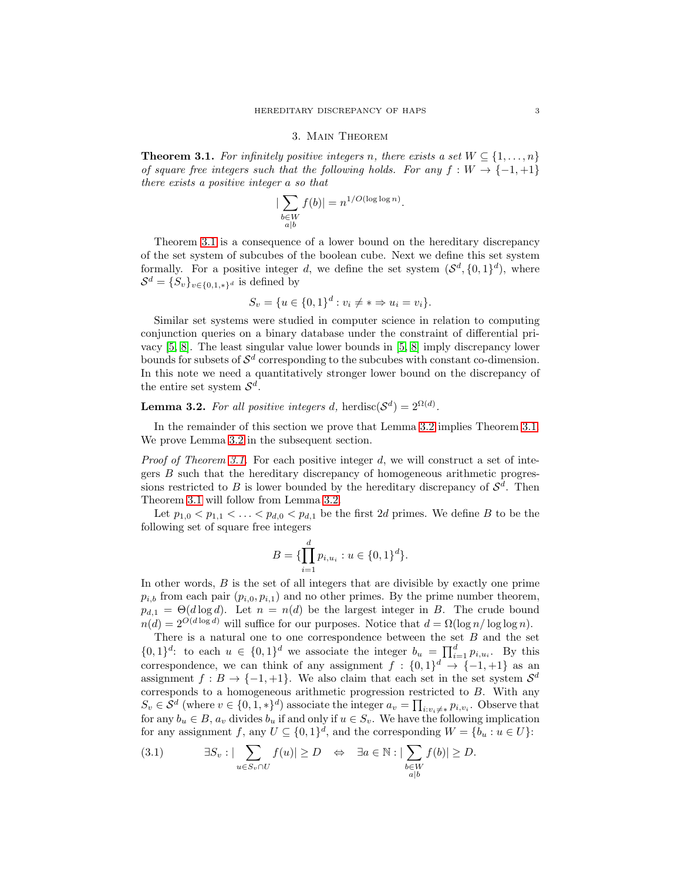## 3. Main Theorem

**Theorem 3.1.** *For infinitely positive integers $n$, there exists a set $W \subseteq \{1, \ldots, n\}$ of square free integers such that the following holds. For any $f : W \to \{-1, +1\}$ there exists a positive integer $a$ so that*

$$|\sum_{\substack{b \in W \\ a|b}} f(b)| = n^{1/O(\log \log n)}.$$

Theorem 3.1 is a consequence of a lower bound on the hereditary discrepancy of the set system of subcubes of the boolean cube. Next we define this set system formally. For a positive integer $d$, we define the set system $(\mathcal{S}^d, \{0,1\}^d)$, where $\mathcal{S}^d = \{S_v\}_{v \in \{0,1,*\}^d}$ is defined by

$$S_v = \{u \in \{0,1\}^d : v_i \neq * \Rightarrow u_i = v_i\}.$$

Similar set systems were studied in computer science in relation to computing conjunction queries on a binary database under the constraint of differential privacy [5, 8]. The least singular value lower bounds in [5, 8] imply discrepancy lower bounds for subsets of $\mathcal{S}^d$ corresponding to the subcubes with constant co-dimension. In this note we need a quantitatively stronger lower bound on the discrepancy of the entire set system $\mathcal{S}^d$.

**Lemma 3.2.** *For all positive integers $d$,* $\mathrm{herdisc}(\mathcal{S}^d) = 2^{\Omega(d)}$.

In the remainder of this section we prove that Lemma 3.2 implies Theorem 3.1. We prove Lemma 3.2 in the subsequent section.

*Proof of Theorem 3.1.* For each positive integer $d$, we will construct a set of integers $B$ such that the hereditary discrepancy of homogeneous arithmetic progressions restricted to $B$ is lower bounded by the hereditary discrepancy of $\mathcal{S}^d$. Then Theorem 3.1 will follow from Lemma 3.2.

Let $p_{1,0} < p_{1,1} < \ldots < p_{d,0} < p_{d,1}$ be the first $2d$ primes. We define $B$ to be the following set of square free integers

$$B = \{\prod_{i=1}^{d} p_{i,u_i} : u \in \{0,1\}^d\}.$$

In other words, $B$ is the set of all integers that are divisible by exactly one prime $p_{i,b}$ from each pair $(p_{i,0}, p_{i,1})$ and no other primes. By the prime number theorem, $p_{d,1} = \Theta(d \log d)$. Let $n = n(d)$ be the largest integer in $B$. The crude bound $n(d) = 2^{O(d \log d)}$ will suffice for our purposes. Notice that $d = \Omega(\log n / \log \log n)$.

There is a natural one to one correspondence between the set $B$ and the set $\{0,1\}^d$: to each $u \in \{0,1\}^d$ we associate the integer $b_u = \prod_{i=1}^{d} p_{i,u_i}$. By this correspondence, we can think of any assignment $f : \{0,1\}^d \to \{-1, +1\}$ as an assignment $f : B \to \{-1, +1\}$. We also claim that each set in the set system $\mathcal{S}^d$ corresponds to a homogeneous arithmetic progression restricted to $B$. With any $S_v \in \mathcal{S}^d$ (where $v \in \{0,1,*\}^d$) associate the integer $a_v = \prod_{i : v_i \neq *} p_{i,v_i}$. Observe that for any $b_u \in B$, $a_v$ divides $b_u$ if and only if $u \in S_v$. We have the following implication for any assignment $f$, any $U \subseteq \{0,1\}^d$, and the corresponding $W = \{b_u : u \in U\}$:

$$\exists S_v : |\sum_{u \in S_v \cap U} f(u)| \geq D \quad \Leftrightarrow \quad \exists a \in \mathbb{N} : |\sum_{\substack{b \in W \\ a|b}} f(b)| \geq D. \tag{3.1}$$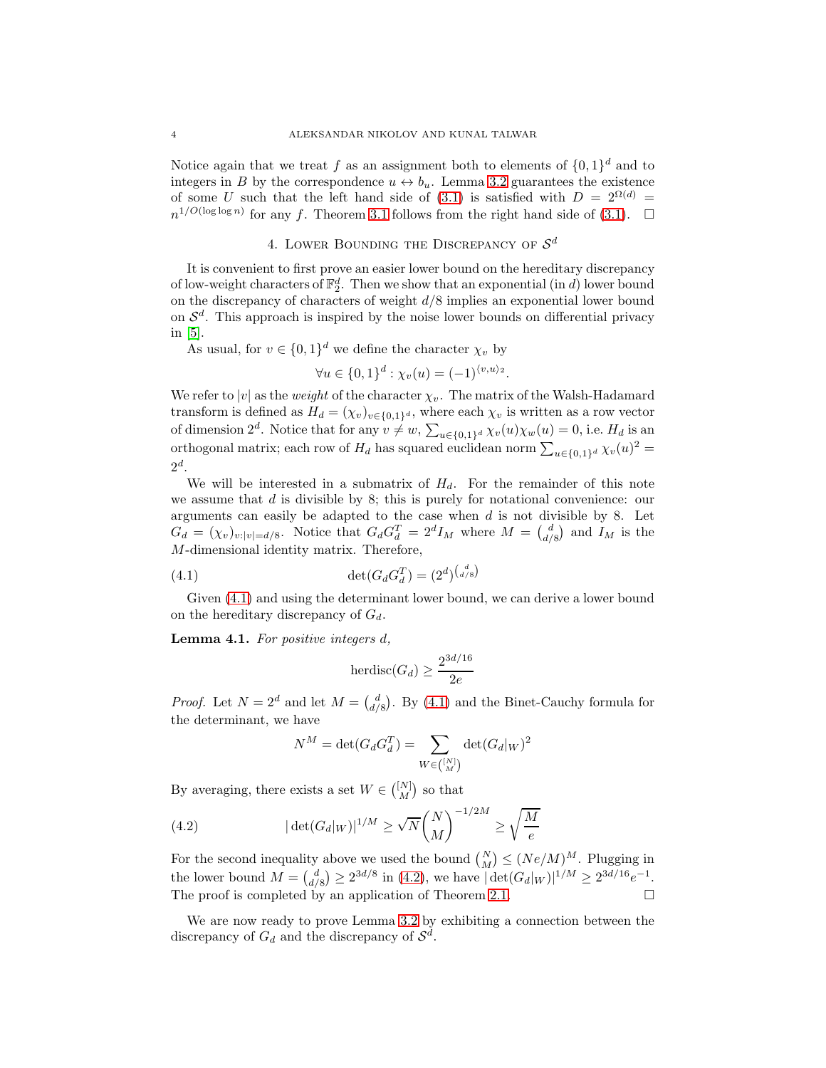Notice again that we treat $f$ as an assignment both to elements of $\{0,1\}^d$ and to integers in $B$ by the correspondence $u \leftrightarrow b_u$. Lemma 3.2 guarantees the existence of some $U$ such that the left hand side of (3.1) is satisfied with $D = 2^{\Omega(d)} = n^{1/O(\log\log n)}$ for any $f$. Theorem 3.1 follows from the right hand side of (3.1). $\square$

## 4. Lower Bounding the Discrepancy of $\mathcal{S}^d$

It is convenient to first prove an easier lower bound on the hereditary discrepancy of low-weight characters of $\mathbb{F}_2^d$. Then we show that an exponential (in $d$) lower bound on the discrepancy of characters of weight $d/8$ implies an exponential lower bound on $\mathcal{S}^d$. This approach is inspired by the noise lower bounds on differential privacy in [5].

As usual, for $v \in \{0,1\}^d$ we define the character $\chi_v$ by

$$\forall u \in \{0,1\}^d : \chi_v(u) = (-1)^{\langle v,u\rangle_2}.$$

We refer to $|v|$ as the *weight* of the character $\chi_v$. The matrix of the Walsh-Hadamard transform is defined as $H_d = (\chi_v)_{v\in\{0,1\}^d}$, where each $\chi_v$ is written as a row vector of dimension $2^d$. Notice that for any $v \neq w$, $\sum_{u\in\{0,1\}^d} \chi_v(u)\chi_w(u) = 0$, i.e. $H_d$ is an orthogonal matrix; each row of $H_d$ has squared euclidean norm $\sum_{u\in\{0,1\}^d} \chi_v(u)^2 = 2^d$.

We will be interested in a submatrix of $H_d$. For the remainder of this note we assume that $d$ is divisible by 8; this is purely for notational convenience: our arguments can easily be adapted to the case when $d$ is not divisible by 8. Let $G_d = (\chi_v)_{v:|v|=d/8}$. Notice that $G_d G_d^T = 2^d I_M$ where $M = \binom{d}{d/8}$ and $I_M$ is the $M$-dimensional identity matrix. Therefore,

$$\det(G_d G_d^T) = (2^d)^{\binom{d}{d/8}} \tag{4.1}$$

Given (4.1) and using the determinant lower bound, we can derive a lower bound on the hereditary discrepancy of $G_d$.

**Lemma 4.1.** *For positive integers $d$,*

$$\operatorname{herdisc}(G_d) \geq \frac{2^{3d/16}}{2e}$$

*Proof.* Let $N = 2^d$ and let $M = \binom{d}{d/8}$. By (4.1) and the Binet-Cauchy formula for the determinant, we have

$$N^M = \det(G_d G_d^T) = \sum_{W\in\binom{[N]}{M}} \det(G_d|_W)^2$$

By averaging, there exists a set $W \in \binom{[N]}{M}$ so that

$$|\det(G_d|_W)|^{1/M} \geq \sqrt{N}\binom{N}{M}^{-1/2M} \geq \sqrt{\frac{M}{e}} \tag{4.2}$$

For the second inequality above we used the bound $\binom{N}{M} \leq (Ne/M)^M$. Plugging in the lower bound $M = \binom{d}{d/8} \geq 2^{3d/8}$ in (4.2), we have $|\det(G_d|_W)|^{1/M} \geq 2^{3d/16}e^{-1}$. The proof is completed by an application of Theorem 2.1. $\square$

We are now ready to prove Lemma 3.2 by exhibiting a connection between the discrepancy of $G_d$ and the discrepancy of $\mathcal{S}^d$.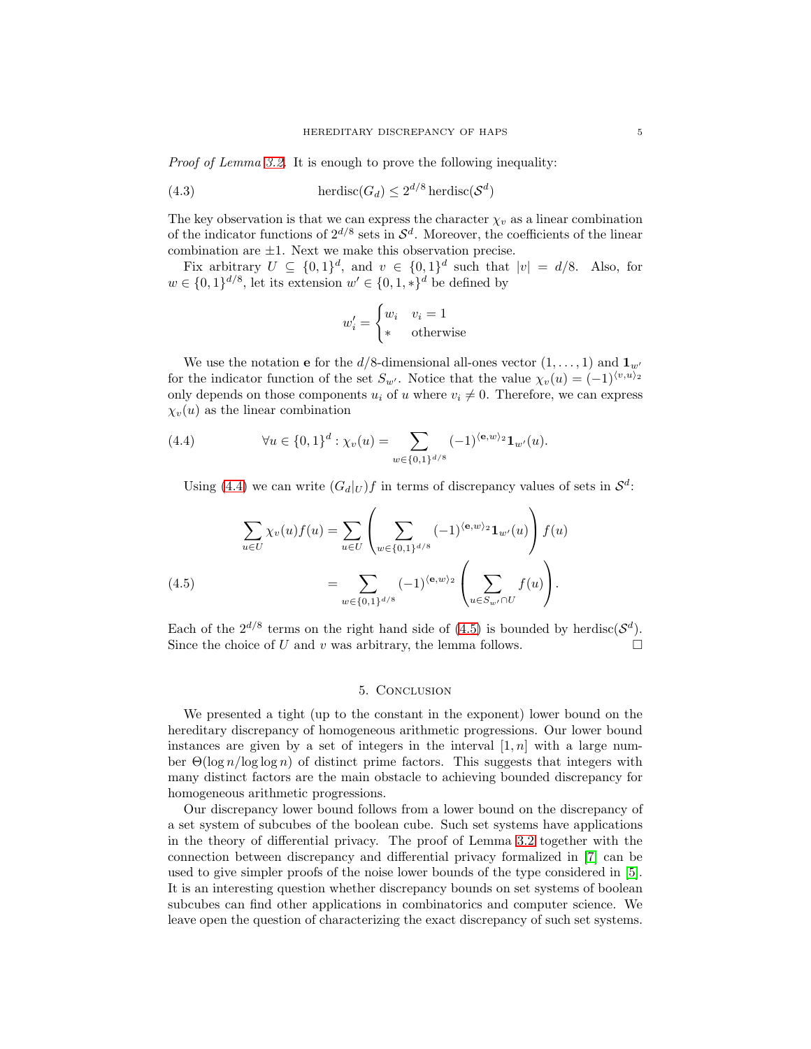*Proof of Lemma 3.2.* It is enough to prove the following inequality:

$$\operatorname{herdisc}(G_d) \leq 2^{d/8} \operatorname{herdisc}(\mathcal{S}^d) \tag{4.3}$$

The key observation is that we can express the character $\chi_v$ as a linear combination of the indicator functions of $2^{d/8}$ sets in $\mathcal{S}^d$. Moreover, the coefficients of the linear combination are $\pm 1$. Next we make this observation precise.

Fix arbitrary $U \subseteq \{0,1\}^d$, and $v \in \{0,1\}^d$ such that $|v| = d/8$. Also, for $w \in \{0,1\}^{d/8}$, let its extension $w' \in \{0,1,*\}^d$ be defined by

$$w'_i = \begin{cases} w_i & v_i = 1 \\ * & \text{otherwise} \end{cases}$$

We use the notation $\mathbf{e}$ for the $d/8$-dimensional all-ones vector $(1, \ldots, 1)$ and $\mathbf{1}_{w'}$ for the indicator function of the set $S_{w'}$. Notice that the value $\chi_v(u) = (-1)^{\langle v,u \rangle_2}$ only depends on those components $u_i$ of $u$ where $v_i \neq 0$. Therefore, we can express $\chi_v(u)$ as the linear combination

$$\forall u \in \{0,1\}^d : \chi_v(u) = \sum_{w \in \{0,1\}^{d/8}} (-1)^{\langle \mathbf{e}, w \rangle_2} \mathbf{1}_{w'}(u). \tag{4.4}$$

Using (4.4) we can write $(G_d|_U)f$ in terms of discrepancy values of sets in $\mathcal{S}^d$:

$$\begin{aligned} \sum_{u \in U} \chi_v(u) f(u) &= \sum_{u \in U} \left( \sum_{w \in \{0,1\}^{d/8}} (-1)^{\langle \mathbf{e}, w \rangle_2} \mathbf{1}_{w'}(u) \right) f(u) \\ &= \sum_{w \in \{0,1\}^{d/8}} (-1)^{\langle \mathbf{e}, w \rangle_2} \left( \sum_{u \in S_{w'} \cap U} f(u) \right). \end{aligned} \tag{4.5}$$

Each of the $2^{d/8}$ terms on the right hand side of (4.5) is bounded by $\operatorname{herdisc}(\mathcal{S}^d)$. Since the choice of $U$ and $v$ was arbitrary, the lemma follows. □

## 5. Conclusion

We presented a tight (up to the constant in the exponent) lower bound on the hereditary discrepancy of homogeneous arithmetic progressions. Our lower bound instances are given by a set of integers in the interval $[1, n]$ with a large number $\Theta(\log n / \log \log n)$ of distinct prime factors. This suggests that integers with many distinct factors are the main obstacle to achieving bounded discrepancy for homogeneous arithmetic progressions.

Our discrepancy lower bound follows from a lower bound on the discrepancy of a set system of subcubes of the boolean cube. Such set systems have applications in the theory of differential privacy. The proof of Lemma 3.2 together with the connection between discrepancy and differential privacy formalized in [7] can be used to give simpler proofs of the noise lower bounds of the type considered in [5]. It is an interesting question whether discrepancy bounds on set systems of boolean subcubes can find other applications in combinatorics and computer science. We leave open the question of characterizing the exact discrepancy of such set systems.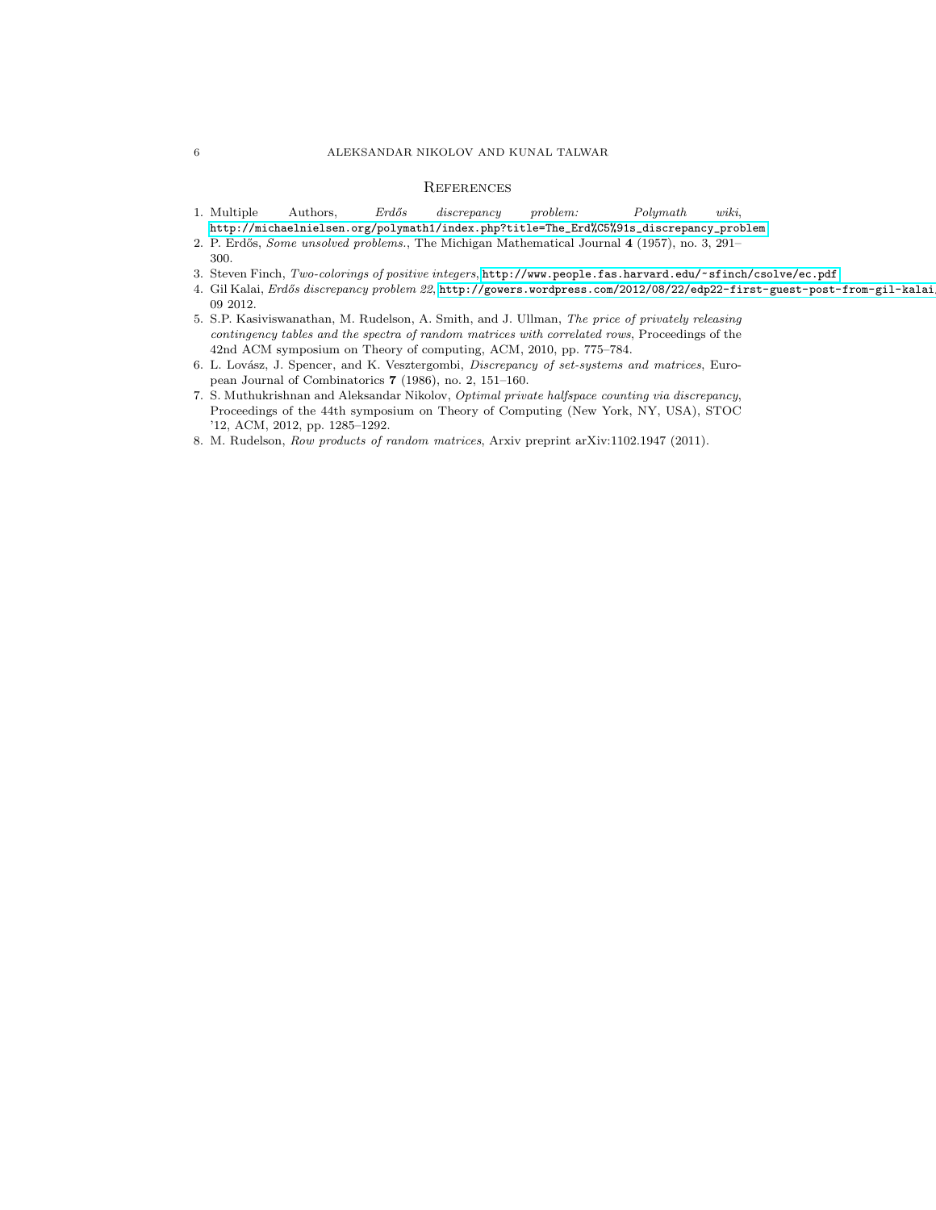## References

1. Multiple Authors, *Erdős discrepancy problem: Polymath wiki*, http://michaelnielsen.org/polymath1/index.php?title=The_Erd%C5%91s_discrepancy_problem.
2. P. Erdős, *Some unsolved problems.*, The Michigan Mathematical Journal **4** (1957), no. 3, 291–300.
3. Steven Finch, *Two-colorings of positive integers*, http://www.people.fas.harvard.edu/~sfinch/csolve/ec.pdf.
4. Gil Kalai, *Erdős discrepancy problem 22*, http://gowers.wordpress.com/2012/08/22/edp22-first-guest-post-from-gil-kalai/, 09 2012.
5. S.P. Kasiviswanathan, M. Rudelson, A. Smith, and J. Ullman, *The price of privately releasing contingency tables and the spectra of random matrices with correlated rows*, Proceedings of the 42nd ACM symposium on Theory of computing, ACM, 2010, pp. 775–784.
6. L. Lovász, J. Spencer, and K. Vesztergombi, *Discrepancy of set-systems and matrices*, European Journal of Combinatorics **7** (1986), no. 2, 151–160.
7. S. Muthukrishnan and Aleksandar Nikolov, *Optimal private halfspace counting via discrepancy*, Proceedings of the 44th symposium on Theory of Computing (New York, NY, USA), STOC '12, ACM, 2012, pp. 1285–1292.
8. M. Rudelson, *Row products of random matrices*, Arxiv preprint arXiv:1102.1947 (2011).